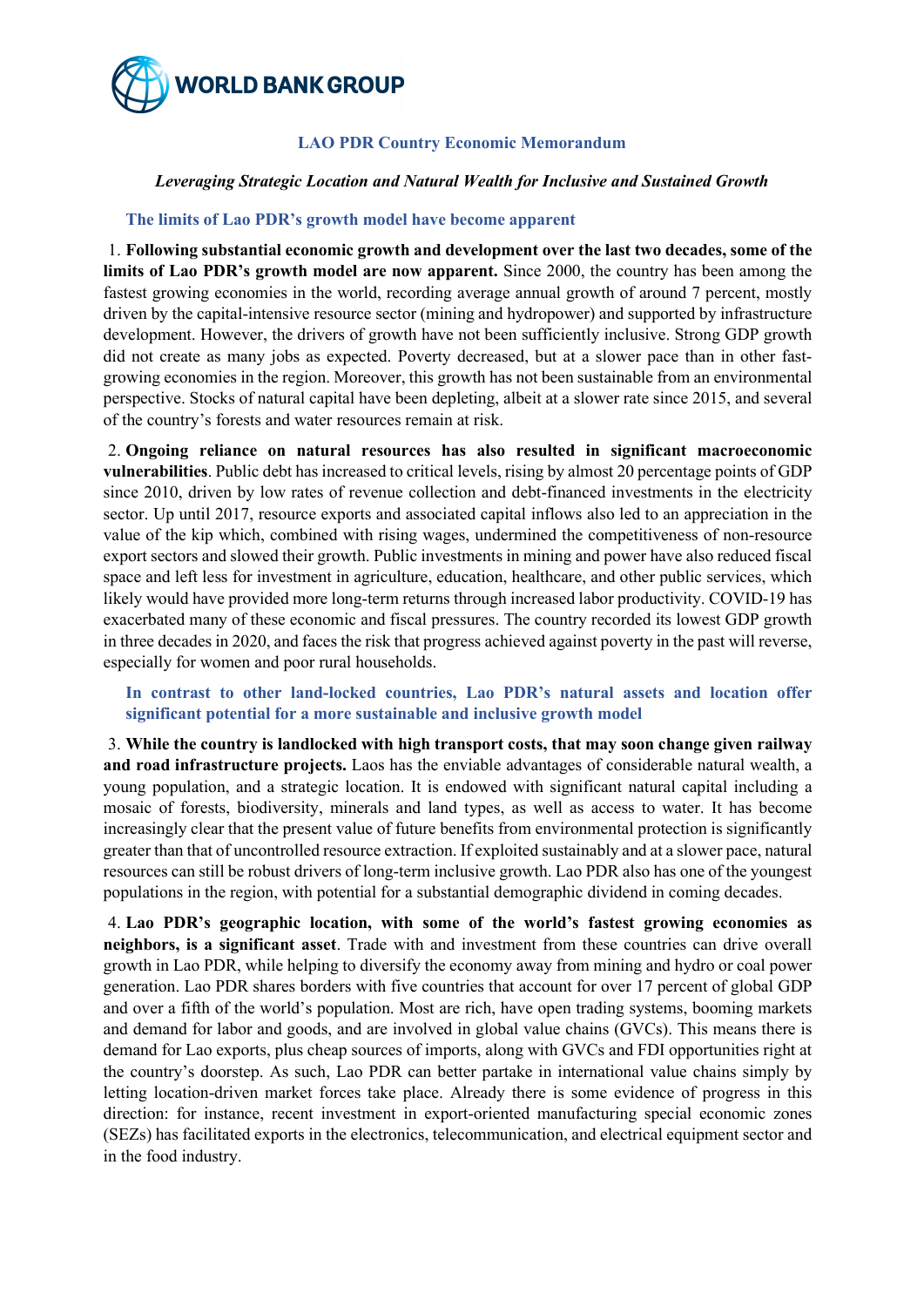# LAO PDR Country Economic Memorandum

*Leveraging Strategic Location and Natural Wealth for Inclusive and Sustained Growth*

## The limits of Lao PDR's growth model have become apparent

1. **Following substantial economic growth and development over the last two decades, some of the limits of Lao PDR's growth model are now apparent.** Since 2000, the country has been among the fastest growing economies in the world, recording average annual growth of around 7 percent, mostly driven by the capital-intensive resource sector (mining and hydropower) and supported by infrastructure development. However, the drivers of growth have not been sufficiently inclusive. Strong GDP growth did not create as many jobs as expected. Poverty decreased, but at a slower pace than in other fast-growing economies in the region. Moreover, this growth has not been sustainable from an environmental perspective. Stocks of natural capital have been depleting, albeit at a slower rate since 2015, and several of the country's forests and water resources remain at risk.

2. **Ongoing reliance on natural resources has also resulted in significant macroeconomic vulnerabilities**. Public debt has increased to critical levels, rising by almost 20 percentage points of GDP since 2010, driven by low rates of revenue collection and debt-financed investments in the electricity sector. Up until 2017, resource exports and associated capital inflows also led to an appreciation in the value of the kip which, combined with rising wages, undermined the competitiveness of non-resource export sectors and slowed their growth. Public investments in mining and power have also reduced fiscal space and left less for investment in agriculture, education, healthcare, and other public services, which likely would have provided more long-term returns through increased labor productivity. COVID-19 has exacerbated many of these economic and fiscal pressures. The country recorded its lowest GDP growth in three decades in 2020, and faces the risk that progress achieved against poverty in the past will reverse, especially for women and poor rural households.

## In contrast to other land-locked countries, Lao PDR's natural assets and location offer significant potential for a more sustainable and inclusive growth model

3. **While the country is landlocked with high transport costs, that may soon change given railway and road infrastructure projects.** Laos has the enviable advantages of considerable natural wealth, a young population, and a strategic location. It is endowed with significant natural capital including a mosaic of forests, biodiversity, minerals and land types, as well as access to water. It has become increasingly clear that the present value of future benefits from environmental protection is significantly greater than that of uncontrolled resource extraction. If exploited sustainably and at a slower pace, natural resources can still be robust drivers of long-term inclusive growth. Lao PDR also has one of the youngest populations in the region, with potential for a substantial demographic dividend in coming decades.

4. **Lao PDR's geographic location, with some of the world's fastest growing economies as neighbors, is a significant asset**. Trade with and investment from these countries can drive overall growth in Lao PDR, while helping to diversify the economy away from mining and hydro or coal power generation. Lao PDR shares borders with five countries that account for over 17 percent of global GDP and over a fifth of the world's population. Most are rich, have open trading systems, booming markets and demand for labor and goods, and are involved in global value chains (GVCs). This means there is demand for Lao exports, plus cheap sources of imports, along with GVCs and FDI opportunities right at the country's doorstep. As such, Lao PDR can better partake in international value chains simply by letting location-driven market forces take place. Already there is some evidence of progress in this direction: for instance, recent investment in export-oriented manufacturing special economic zones (SEZs) has facilitated exports in the electronics, telecommunication, and electrical equipment sector and in the food industry.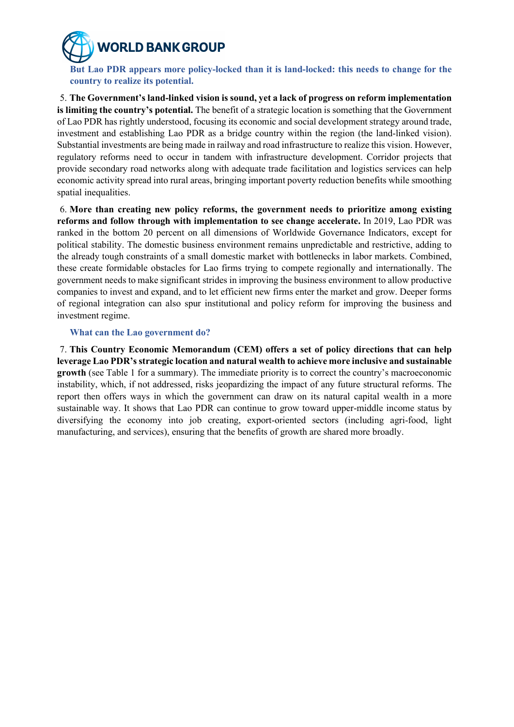### But Lao PDR appears more policy-locked than it is land-locked: this needs to change for the country to realize its potential.

5. **The Government's land-linked vision is sound, yet a lack of progress on reform implementation is limiting the country's potential.** The benefit of a strategic location is something that the Government of Lao PDR has rightly understood, focusing its economic and social development strategy around trade, investment and establishing Lao PDR as a bridge country within the region (the land-linked vision). Substantial investments are being made in railway and road infrastructure to realize this vision. However, regulatory reforms need to occur in tandem with infrastructure development. Corridor projects that provide secondary road networks along with adequate trade facilitation and logistics services can help economic activity spread into rural areas, bringing important poverty reduction benefits while smoothing spatial inequalities.

6. **More than creating new policy reforms, the government needs to prioritize among existing reforms and follow through with implementation to see change accelerate.** In 2019, Lao PDR was ranked in the bottom 20 percent on all dimensions of Worldwide Governance Indicators, except for political stability. The domestic business environment remains unpredictable and restrictive, adding to the already tough constraints of a small domestic market with bottlenecks in labor markets. Combined, these create formidable obstacles for Lao firms trying to compete regionally and internationally. The government needs to make significant strides in improving the business environment to allow productive companies to invest and expand, and to let efficient new firms enter the market and grow. Deeper forms of regional integration can also spur institutional and policy reform for improving the business and investment regime.

### What can the Lao government do?

7. **This Country Economic Memorandum (CEM) offers a set of policy directions that can help leverage Lao PDR's strategic location and natural wealth to achieve more inclusive and sustainable growth** (see Table 1 for a summary). The immediate priority is to correct the country's macroeconomic instability, which, if not addressed, risks jeopardizing the impact of any future structural reforms. The report then offers ways in which the government can draw on its natural capital wealth in a more sustainable way. It shows that Lao PDR can continue to grow toward upper-middle income status by diversifying the economy into job creating, export-oriented sectors (including agri-food, light manufacturing, and services), ensuring that the benefits of growth are shared more broadly.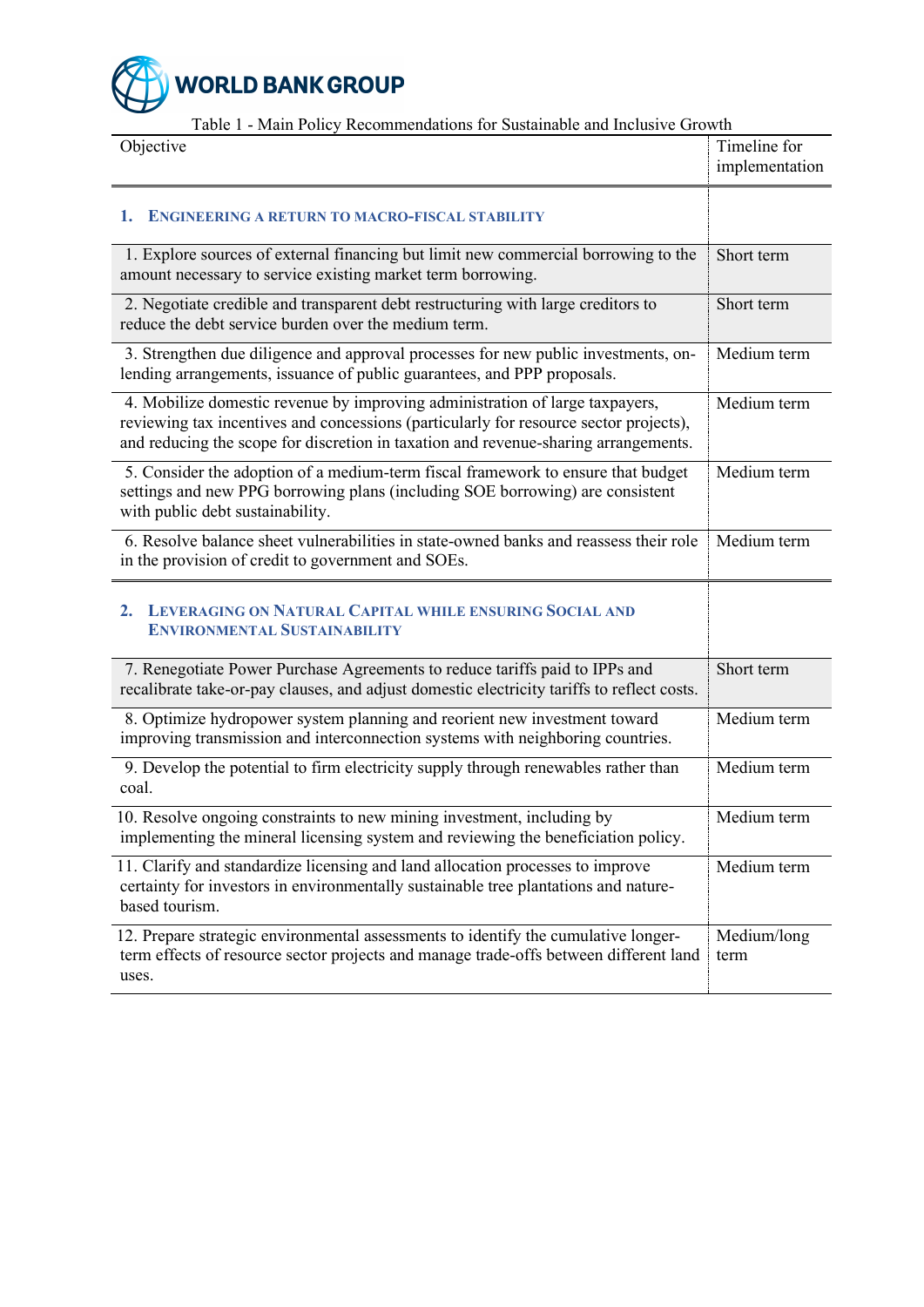Table 1 - Main Policy Recommendations for Sustainable and Inclusive Growth

| Objective | Timeline for implementation |
|---|---|
| **1. ENGINEERING A RETURN TO MACRO-FISCAL STABILITY** | |
| 1. Explore sources of external financing but limit new commercial borrowing to the amount necessary to service existing market term borrowing. | Short term |
| 2. Negotiate credible and transparent debt restructuring with large creditors to reduce the debt service burden over the medium term. | Short term |
| 3. Strengthen due diligence and approval processes for new public investments, on-lending arrangements, issuance of public guarantees, and PPP proposals. | Medium term |
| 4. Mobilize domestic revenue by improving administration of large taxpayers, reviewing tax incentives and concessions (particularly for resource sector projects), and reducing the scope for discretion in taxation and revenue-sharing arrangements. | Medium term |
| 5. Consider the adoption of a medium-term fiscal framework to ensure that budget settings and new PPG borrowing plans (including SOE borrowing) are consistent with public debt sustainability. | Medium term |
| 6. Resolve balance sheet vulnerabilities in state-owned banks and reassess their role in the provision of credit to government and SOEs. | Medium term |
| **2. LEVERAGING ON NATURAL CAPITAL WHILE ENSURING SOCIAL AND ENVIRONMENTAL SUSTAINABILITY** | |
| 7. Renegotiate Power Purchase Agreements to reduce tariffs paid to IPPs and recalibrate take-or-pay clauses, and adjust domestic electricity tariffs to reflect costs. | Short term |
| 8. Optimize hydropower system planning and reorient new investment toward improving transmission and interconnection systems with neighboring countries. | Medium term |
| 9. Develop the potential to firm electricity supply through renewables rather than coal. | Medium term |
| 10. Resolve ongoing constraints to new mining investment, including by implementing the mineral licensing system and reviewing the beneficiation policy. | Medium term |
| 11. Clarify and standardize licensing and land allocation processes to improve certainty for investors in environmentally sustainable tree plantations and nature-based tourism. | Medium term |
| 12. Prepare strategic environmental assessments to identify the cumulative longer-term effects of resource sector projects and manage trade-offs between different land uses. | Medium/long term |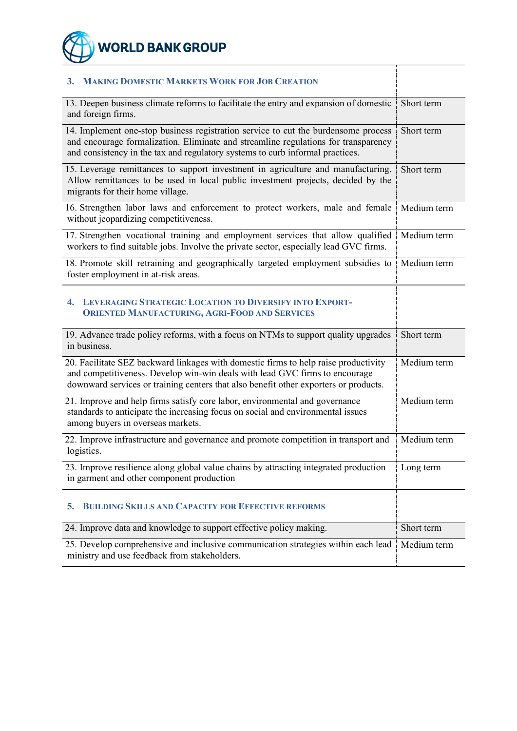| | |
|---|---|
| **3. Making Domestic Markets Work for Job Creation** | |
| 13. Deepen business climate reforms to facilitate the entry and expansion of domestic and foreign firms. | Short term |
| 14. Implement one-stop business registration service to cut the burdensome process and encourage formalization. Eliminate and streamline regulations for transparency and consistency in the tax and regulatory systems to curb informal practices. | Short term |
| 15. Leverage remittances to support investment in agriculture and manufacturing. Allow remittances to be used in local public investment projects, decided by the migrants for their home village. | Short term |
| 16. Strengthen labor laws and enforcement to protect workers, male and female without jeopardizing competitiveness. | Medium term |
| 17. Strengthen vocational training and employment services that allow qualified workers to find suitable jobs. Involve the private sector, especially lead GVC firms. | Medium term |
| 18. Promote skill retraining and geographically targeted employment subsidies to foster employment in at-risk areas. | Medium term |
| **4. Leveraging Strategic Location to Diversify into Export-Oriented Manufacturing, Agri-Food and Services** | |
| 19. Advance trade policy reforms, with a focus on NTMs to support quality upgrades in business. | Short term |
| 20. Facilitate SEZ backward linkages with domestic firms to help raise productivity and competitiveness. Develop win-win deals with lead GVC firms to encourage downward services or training centers that also benefit other exporters or products. | Medium term |
| 21. Improve and help firms satisfy core labor, environmental and governance standards to anticipate the increasing focus on social and environmental issues among buyers in overseas markets. | Medium term |
| 22. Improve infrastructure and governance and promote competition in transport and logistics. | Medium term |
| 23. Improve resilience along global value chains by attracting integrated production in garment and other component production | Long term |
| **5. Building Skills and Capacity for Effective Reforms** | |
| 24. Improve data and knowledge to support effective policy making. | Short term |
| 25. Develop comprehensive and inclusive communication strategies within each lead ministry and use feedback from stakeholders. | Medium term |